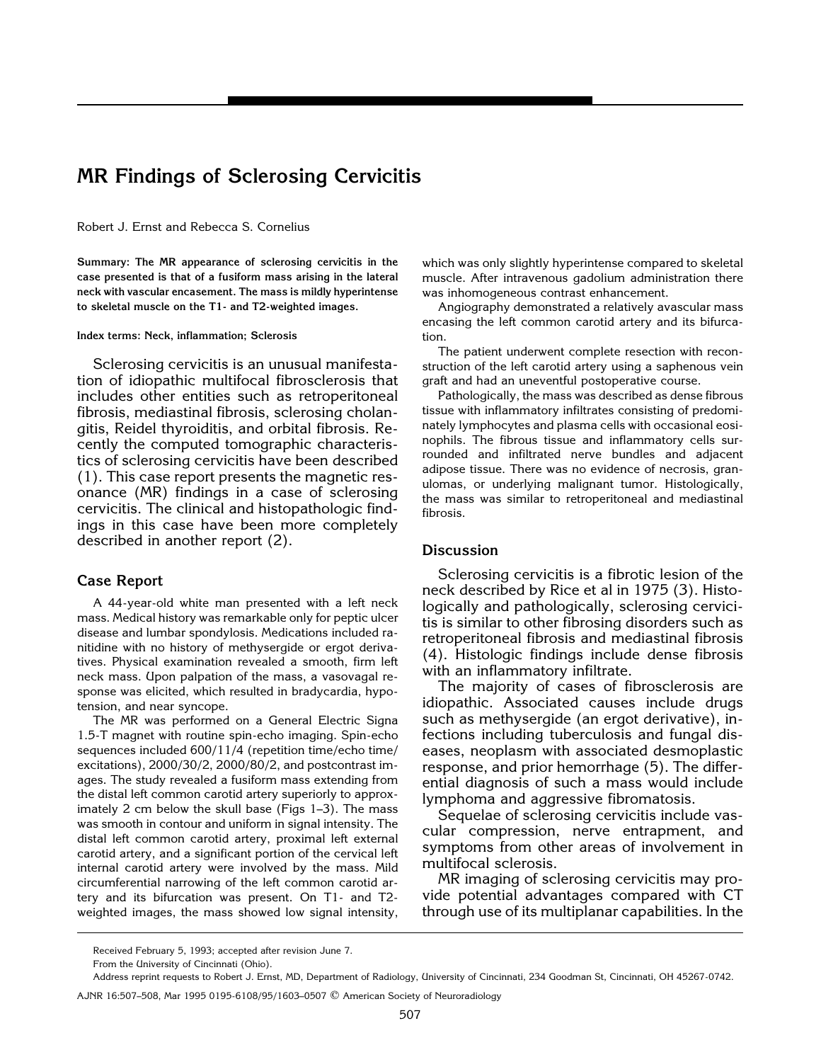# MR Findings of Sclerosing Cervicitis

Robert J. Ernst and Rebecca S. Cornelius

**Summary: The MR appearance of sclerosing cervicitis in the case presented is that of a fusiform mass arising in the lateral neck with vascular encasement. The mass is mildly hyperintense to skeletal muscle on the T1- and T2-weighted images.**

**Index terms: Neck, inflammation; Sclerosis**

Sclerosing cervicitis is an unusual manifestation of idiopathic multifocal fibrosclerosis that includes other entities such as retroperitoneal fibrosis, mediastinal fibrosis, sclerosing cholangitis, Reidel thyroiditis, and orbital fibrosis. Recently the computed tomographic characteristics of sclerosing cervicitis have been described (1). This case report presents the magnetic resonance (MR) findings in a case of sclerosing cervicitis. The clinical and histopathologic findings in this case have been more completely described in another report (2).

## Case Report

A 44-year-old white man presented with a left neck mass. Medical history was remarkable only for peptic ulcer disease and lumbar spondylosis. Medications included ranitidine with no history of methysergide or ergot derivatives. Physical examination revealed a smooth, firm left neck mass. Upon palpation of the mass, a vasovagal response was elicited, which resulted in bradycardia, hypotension, and near syncope.

The MR was performed on a General Electric Signa 1.5-T magnet with routine spin-echo imaging. Spin-echo sequences included 600/11/4 (repetition time/echo time/excitations), 2000/30/2, 2000/80/2, and postcontrast images. The study revealed a fusiform mass extending from the distal left common carotid artery superiorly to approximately 2 cm below the skull base (Figs 1–3). The mass was smooth in contour and uniform in signal intensity. The distal left common carotid artery, proximal left external carotid artery, and a significant portion of the cervical left internal carotid artery were involved by the mass. Mild circumferential narrowing of the left common carotid artery and its bifurcation was present. On T1- and T2-weighted images, the mass showed low signal intensity, which was only slightly hyperintense compared to skeletal muscle. After intravenous gadolium administration there was inhomogeneous contrast enhancement.

Angiography demonstrated a relatively avascular mass encasing the left common carotid artery and its bifurcation.

The patient underwent complete resection with reconstruction of the left carotid artery using a saphenous vein graft and had an uneventful postoperative course.

Pathologically, the mass was described as dense fibrous tissue with inflammatory infiltrates consisting of predominately lymphocytes and plasma cells with occasional eosinophils. The fibrous tissue and inflammatory cells surrounded and infiltrated nerve bundles and adjacent adipose tissue. There was no evidence of necrosis, granulomas, or underlying malignant tumor. Histologically, the mass was similar to retroperitoneal and mediastinal fibrosis.

## Discussion

Sclerosing cervicitis is a fibrotic lesion of the neck described by Rice et al in 1975 (3). Histologically and pathologically, sclerosing cervicitis is similar to other fibrosing disorders such as retroperitoneal fibrosis and mediastinal fibrosis (4). Histologic findings include dense fibrosis with an inflammatory infiltrate.

The majority of cases of fibrosclerosis are idiopathic. Associated causes include drugs such as methysergide (an ergot derivative), infections including tuberculosis and fungal diseases, neoplasm with associated desmoplastic response, and prior hemorrhage (5). The differential diagnosis of such a mass would include lymphoma and aggressive fibromatosis.

Sequelae of sclerosing cervicitis include vascular compression, nerve entrapment, and symptoms from other areas of involvement in multifocal sclerosis.

MR imaging of sclerosing cervicitis may provide potential advantages compared with CT through use of its multiplanar capabilities. In the

Received February 5, 1993; accepted after revision June 7.

From the University of Cincinnati (Ohio).

Address reprint requests to Robert J. Ernst, MD, Department of Radiology, University of Cincinnati, 234 Goodman St, Cincinnati, OH 45267-0742.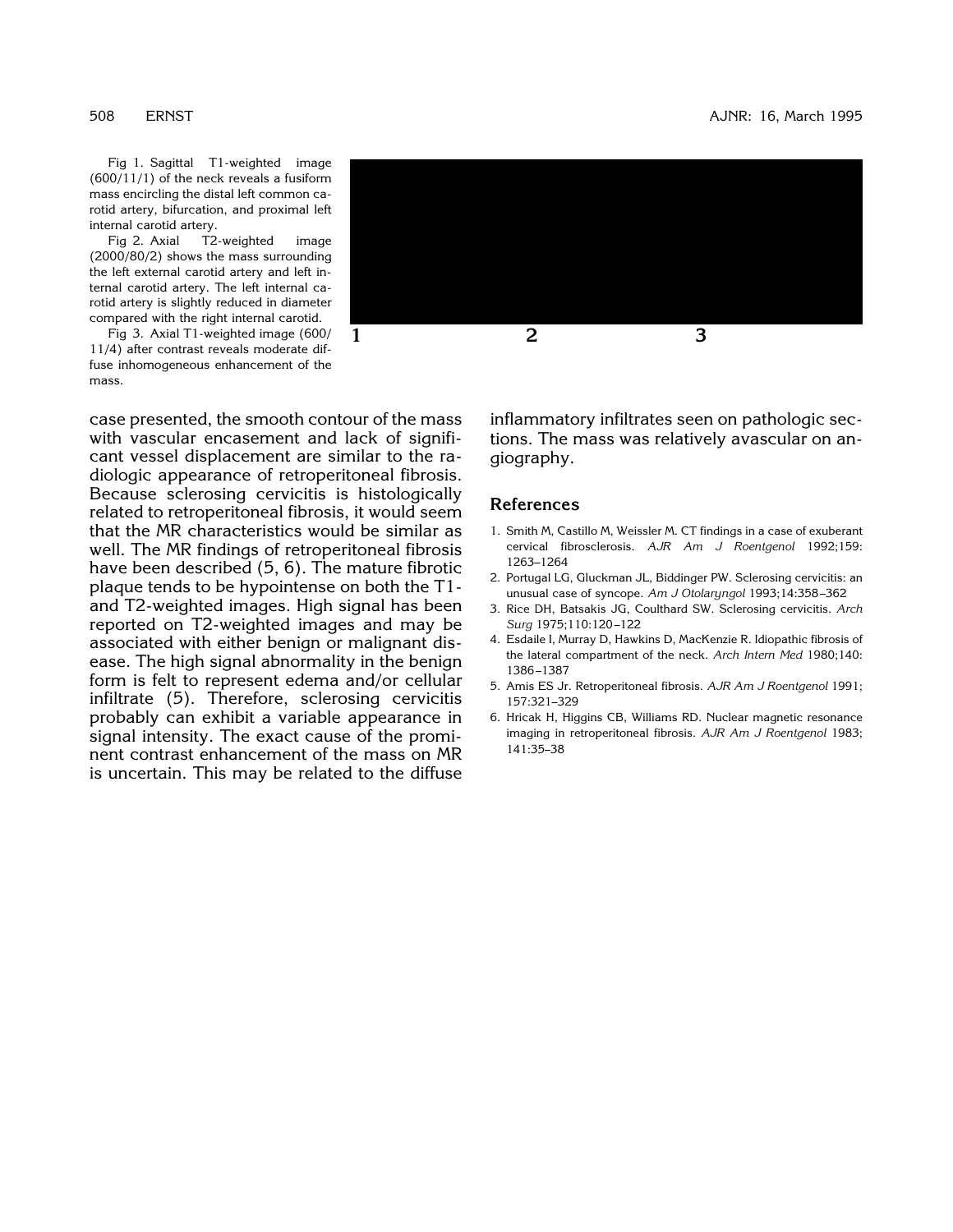Fig 1. Sagittal T1-weighted image (600/11/1) of the neck reveals a fusiform mass encircling the distal left common carotid artery, bifurcation, and proximal left internal carotid artery.

Fig 2. Axial T2-weighted image (2000/80/2) shows the mass surrounding the left external carotid artery and left internal carotid artery. The left internal carotid artery is slightly reduced in diameter compared with the right internal carotid.

Fig 3. Axial T1-weighted image (600/11/4) after contrast reveals moderate diffuse inhomogeneous enhancement of the mass.

case presented, the smooth contour of the mass with vascular encasement and lack of significant vessel displacement are similar to the radiologic appearance of retroperitoneal fibrosis. Because sclerosing cervicitis is histologically related to retroperitoneal fibrosis, it would seem that the MR characteristics would be similar as well. The MR findings of retroperitoneal fibrosis have been described (5, 6). The mature fibrotic plaque tends to be hypointense on both the T1- and T2-weighted images. High signal has been reported on T2-weighted images and may be associated with either benign or malignant disease. The high signal abnormality in the benign form is felt to represent edema and/or cellular infiltrate (5). Therefore, sclerosing cervicitis probably can exhibit a variable appearance in signal intensity. The exact cause of the prominent contrast enhancement of the mass on MR is uncertain. This may be related to the diffuse inflammatory infiltrates seen on pathologic sections. The mass was relatively avascular on angiography.

## References

1. Smith M, Castillo M, Weissler M. CT findings in a case of exuberant cervical fibrosclerosis. *AJR Am J Roentgenol* 1992;159:1263–1264
2. Portugal LG, Gluckman JL, Biddinger PW. Sclerosing cervicitis: an unusual case of syncope. *Am J Otolaryngol* 1993;14:358–362
3. Rice DH, Batsakis JG, Coulthard SW. Sclerosing cervicitis. *Arch Surg* 1975;110:120–122
4. Esdaile I, Murray D, Hawkins D, MacKenzie R. Idiopathic fibrosis of the lateral compartment of the neck. *Arch Intern Med* 1980;140:1386–1387
5. Amis ES Jr. Retroperitoneal fibrosis. *AJR Am J Roentgenol* 1991;157:321–329
6. Hricak H, Higgins CB, Williams RD. Nuclear magnetic resonance imaging in retroperitoneal fibrosis. *AJR Am J Roentgenol* 1983;141:35–38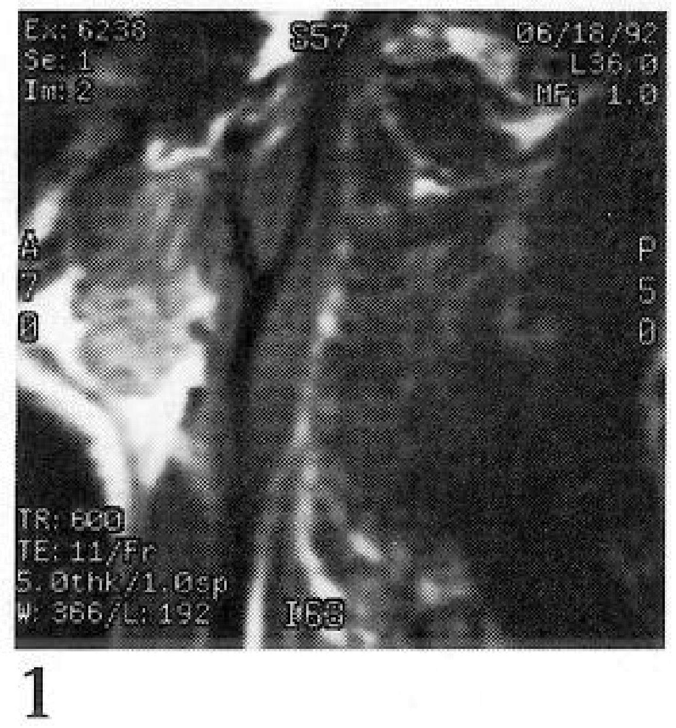1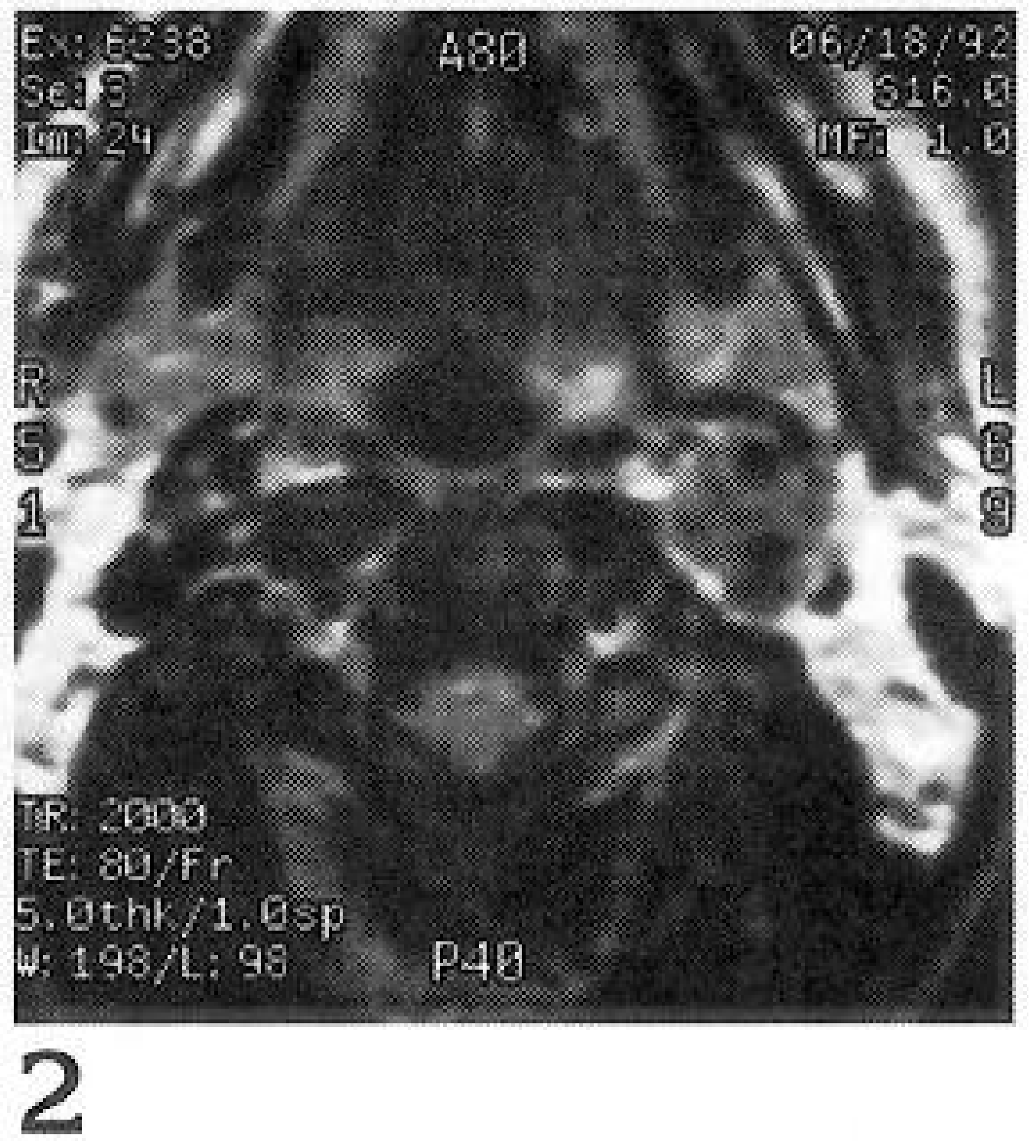2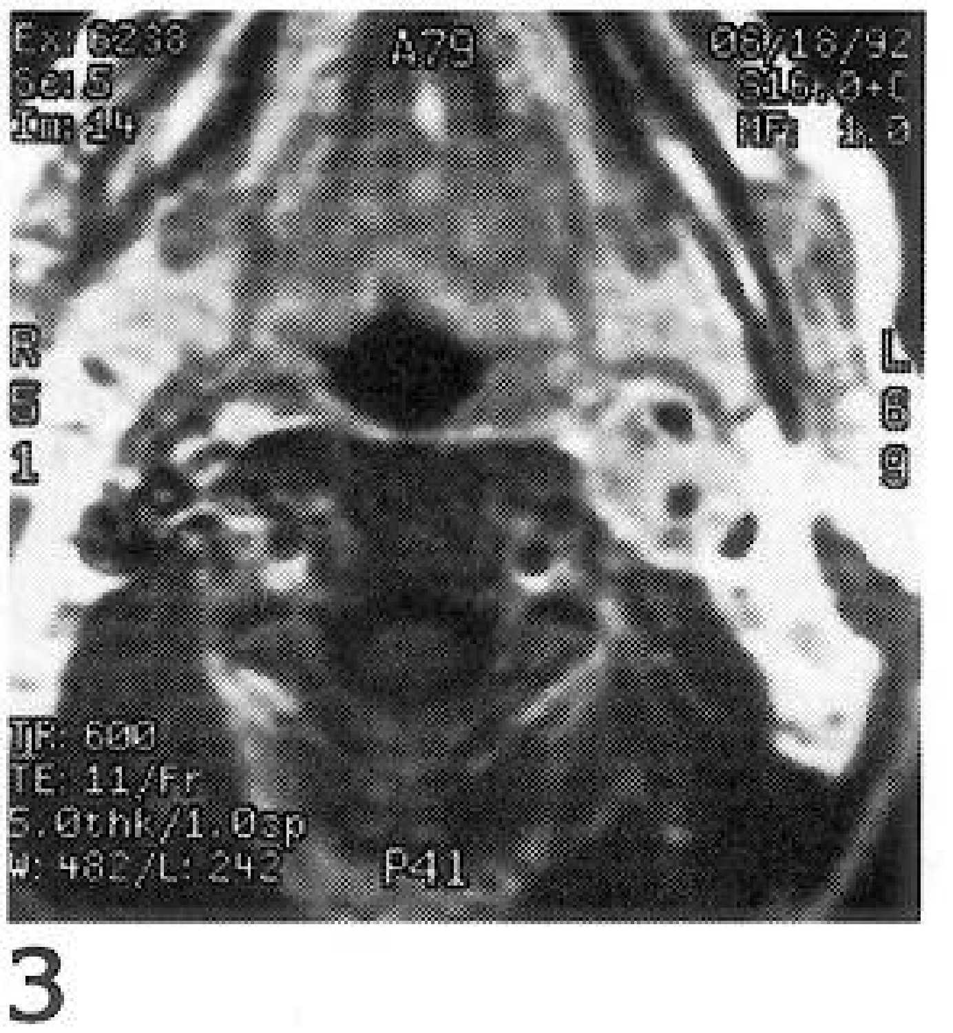3